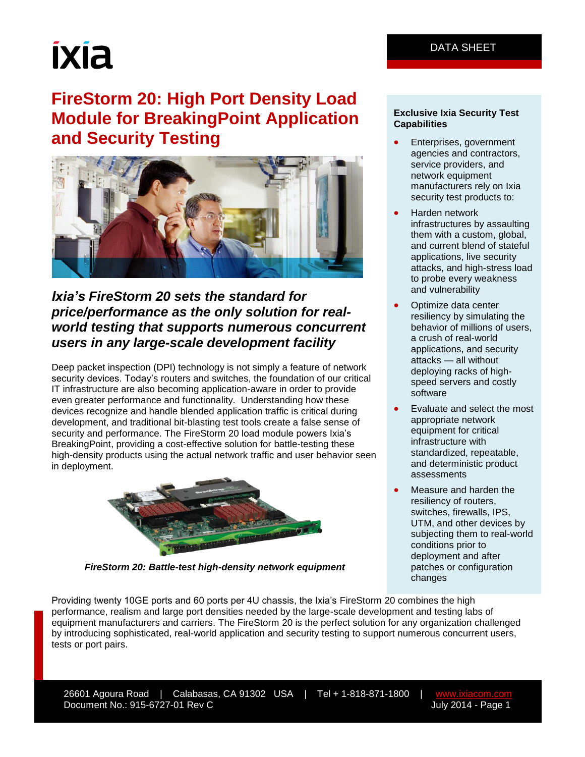ixia

DATA SHEET

# FireStorm 20: High Port Density Load Module for BreakingPoint Application and Security Testing

## *Ixia's FireStorm 20 sets the standard for price/performance as the only solution for real-world testing that supports numerous concurrent users in any large-scale development facility*

Deep packet inspection (DPI) technology is not simply a feature of network security devices. Today's routers and switches, the foundation of our critical IT infrastructure are also becoming application-aware in order to provide even greater performance and functionality. Understanding how these devices recognize and handle blended application traffic is critical during development, and traditional bit-blasting test tools create a false sense of security and performance. The FireStorm 20 load module powers Ixia's BreakingPoint, providing a cost-effective solution for battle-testing these high-density products using the actual network traffic and user behavior seen in deployment.

*FireStorm 20: Battle-test high-density network equipment*

### Exclusive Ixia Security Test Capabilities

- Enterprises, government agencies and contractors, service providers, and network equipment manufacturers rely on Ixia security test products to:
- Harden network infrastructures by assaulting them with a custom, global, and current blend of stateful applications, live security attacks, and high-stress load to probe every weakness and vulnerability
- Optimize data center resiliency by simulating the behavior of millions of users, a crush of real-world applications, and security attacks — all without deploying racks of high-speed servers and costly software
- Evaluate and select the most appropriate network equipment for critical infrastructure with standardized, repeatable, and deterministic product assessments
- Measure and harden the resiliency of routers, switches, firewalls, IPS, UTM, and other devices by subjecting them to real-world conditions prior to deployment and after patches or configuration changes

Providing twenty 10GE ports and 60 ports per 4U chassis, the Ixia's FireStorm 20 combines the high performance, realism and large port densities needed by the large-scale development and testing labs of equipment manufacturers and carriers. The FireStorm 20 is the perfect solution for any organization challenged by introducing sophisticated, real-world application and security testing to support numerous concurrent users, tests or port pairs.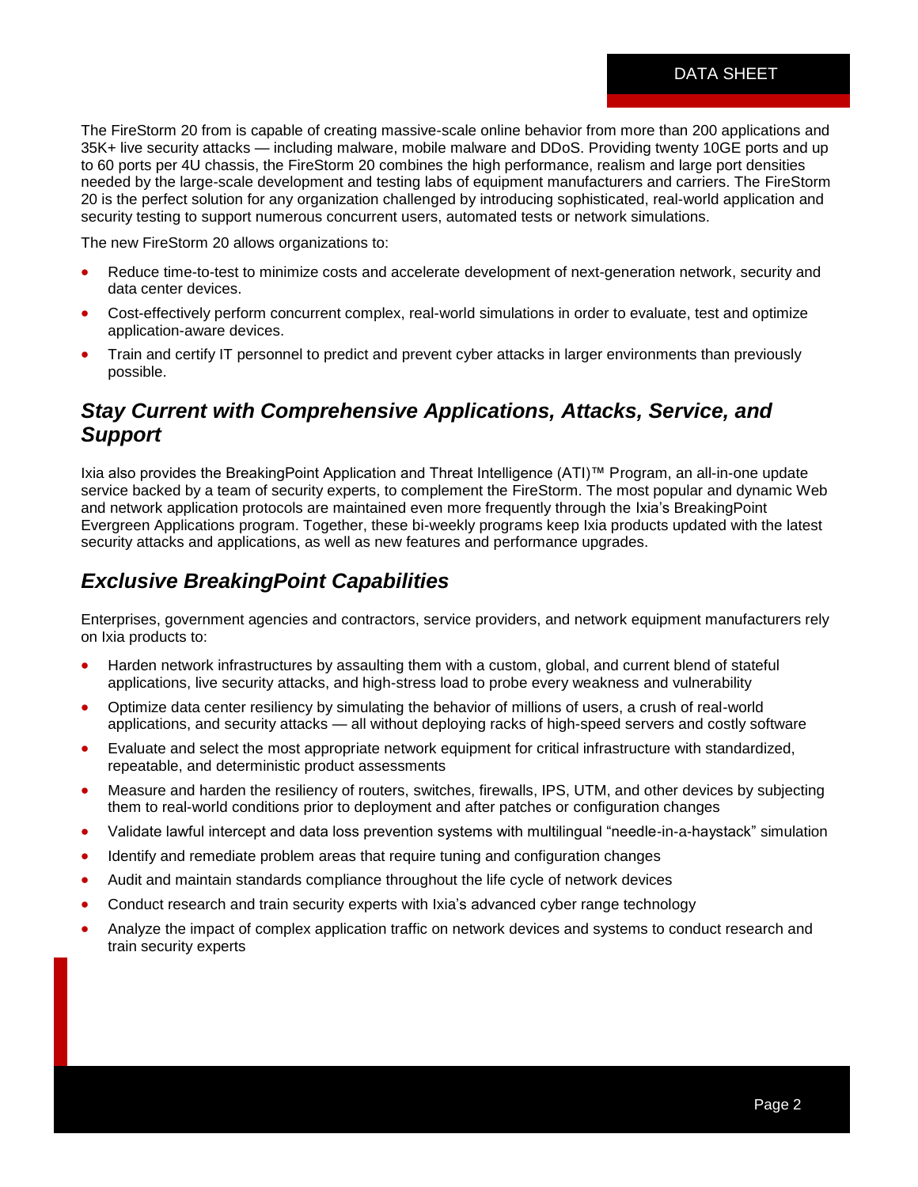The FireStorm 20 from is capable of creating massive-scale online behavior from more than 200 applications and 35K+ live security attacks — including malware, mobile malware and DDoS. Providing twenty 10GE ports and up to 60 ports per 4U chassis, the FireStorm 20 combines the high performance, realism and large port densities needed by the large-scale development and testing labs of equipment manufacturers and carriers. The FireStorm 20 is the perfect solution for any organization challenged by introducing sophisticated, real-world application and security testing to support numerous concurrent users, automated tests or network simulations.

The new FireStorm 20 allows organizations to:

- Reduce time-to-test to minimize costs and accelerate development of next-generation network, security and data center devices.
- Cost-effectively perform concurrent complex, real-world simulations in order to evaluate, test and optimize application-aware devices.
- Train and certify IT personnel to predict and prevent cyber attacks in larger environments than previously possible.

## *Stay Current with Comprehensive Applications, Attacks, Service, and Support*

Ixia also provides the BreakingPoint Application and Threat Intelligence (ATI)™ Program, an all-in-one update service backed by a team of security experts, to complement the FireStorm. The most popular and dynamic Web and network application protocols are maintained even more frequently through the Ixia's BreakingPoint Evergreen Applications program. Together, these bi-weekly programs keep Ixia products updated with the latest security attacks and applications, as well as new features and performance upgrades.

## *Exclusive BreakingPoint Capabilities*

Enterprises, government agencies and contractors, service providers, and network equipment manufacturers rely on Ixia products to:

- Harden network infrastructures by assaulting them with a custom, global, and current blend of stateful applications, live security attacks, and high-stress load to probe every weakness and vulnerability
- Optimize data center resiliency by simulating the behavior of millions of users, a crush of real-world applications, and security attacks — all without deploying racks of high-speed servers and costly software
- Evaluate and select the most appropriate network equipment for critical infrastructure with standardized, repeatable, and deterministic product assessments
- Measure and harden the resiliency of routers, switches, firewalls, IPS, UTM, and other devices by subjecting them to real-world conditions prior to deployment and after patches or configuration changes
- Validate lawful intercept and data loss prevention systems with multilingual "needle-in-a-haystack" simulation
- Identify and remediate problem areas that require tuning and configuration changes
- Audit and maintain standards compliance throughout the life cycle of network devices
- Conduct research and train security experts with Ixia's advanced cyber range technology
- Analyze the impact of complex application traffic on network devices and systems to conduct research and train security experts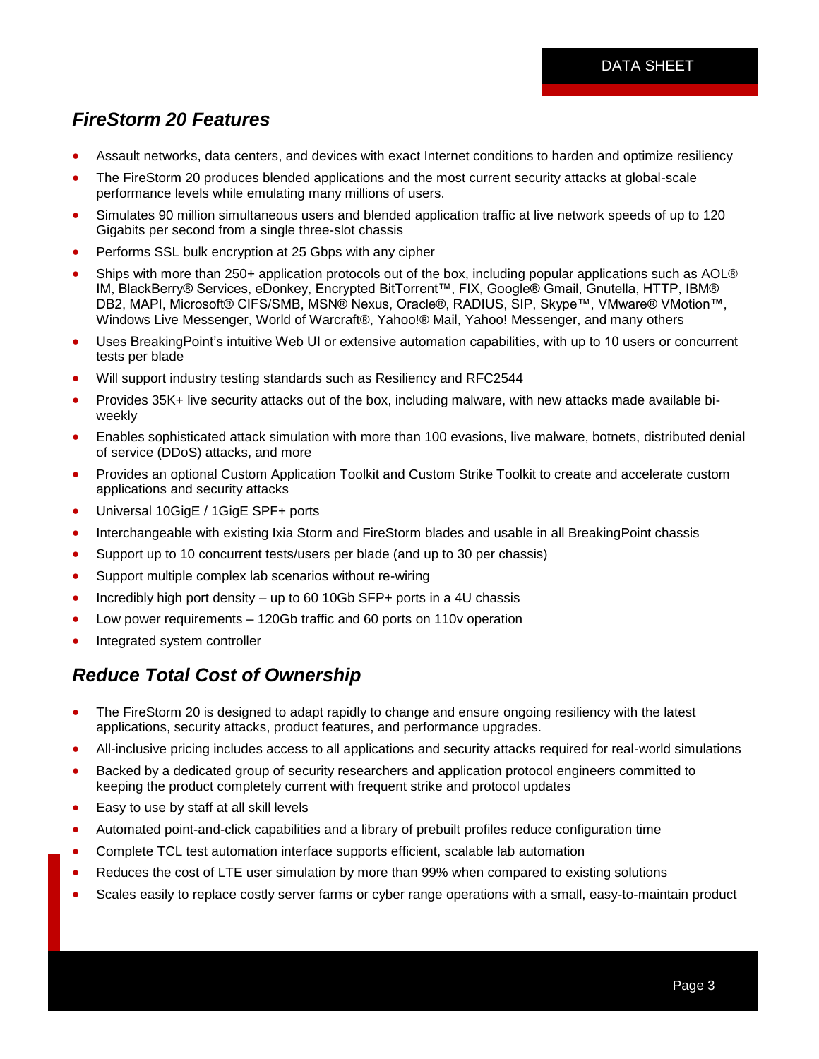## *FireStorm 20 Features*

- Assault networks, data centers, and devices with exact Internet conditions to harden and optimize resiliency
- The FireStorm 20 produces blended applications and the most current security attacks at global-scale performance levels while emulating many millions of users.
- Simulates 90 million simultaneous users and blended application traffic at live network speeds of up to 120 Gigabits per second from a single three-slot chassis
- Performs SSL bulk encryption at 25 Gbps with any cipher
- Ships with more than 250+ application protocols out of the box, including popular applications such as AOL® IM, BlackBerry® Services, eDonkey, Encrypted BitTorrent™, FIX, Google® Gmail, Gnutella, HTTP, IBM® DB2, MAPI, Microsoft® CIFS/SMB, MSN® Nexus, Oracle®, RADIUS, SIP, Skype™, VMware® VMotion™, Windows Live Messenger, World of Warcraft®, Yahoo!® Mail, Yahoo! Messenger, and many others
- Uses BreakingPoint's intuitive Web UI or extensive automation capabilities, with up to 10 users or concurrent tests per blade
- Will support industry testing standards such as Resiliency and RFC2544
- Provides 35K+ live security attacks out of the box, including malware, with new attacks made available bi-weekly
- Enables sophisticated attack simulation with more than 100 evasions, live malware, botnets, distributed denial of service (DDoS) attacks, and more
- Provides an optional Custom Application Toolkit and Custom Strike Toolkit to create and accelerate custom applications and security attacks
- Universal 10GigE / 1GigE SPF+ ports
- Interchangeable with existing Ixia Storm and FireStorm blades and usable in all BreakingPoint chassis
- Support up to 10 concurrent tests/users per blade (and up to 30 per chassis)
- Support multiple complex lab scenarios without re-wiring
- Incredibly high port density – up to 60 10Gb SFP+ ports in a 4U chassis
- Low power requirements – 120Gb traffic and 60 ports on 110v operation
- Integrated system controller

## *Reduce Total Cost of Ownership*

- The FireStorm 20 is designed to adapt rapidly to change and ensure ongoing resiliency with the latest applications, security attacks, product features, and performance upgrades.
- All-inclusive pricing includes access to all applications and security attacks required for real-world simulations
- Backed by a dedicated group of security researchers and application protocol engineers committed to keeping the product completely current with frequent strike and protocol updates
- Easy to use by staff at all skill levels
- Automated point-and-click capabilities and a library of prebuilt profiles reduce configuration time
- Complete TCL test automation interface supports efficient, scalable lab automation
- Reduces the cost of LTE user simulation by more than 99% when compared to existing solutions
- Scales easily to replace costly server farms or cyber range operations with a small, easy-to-maintain product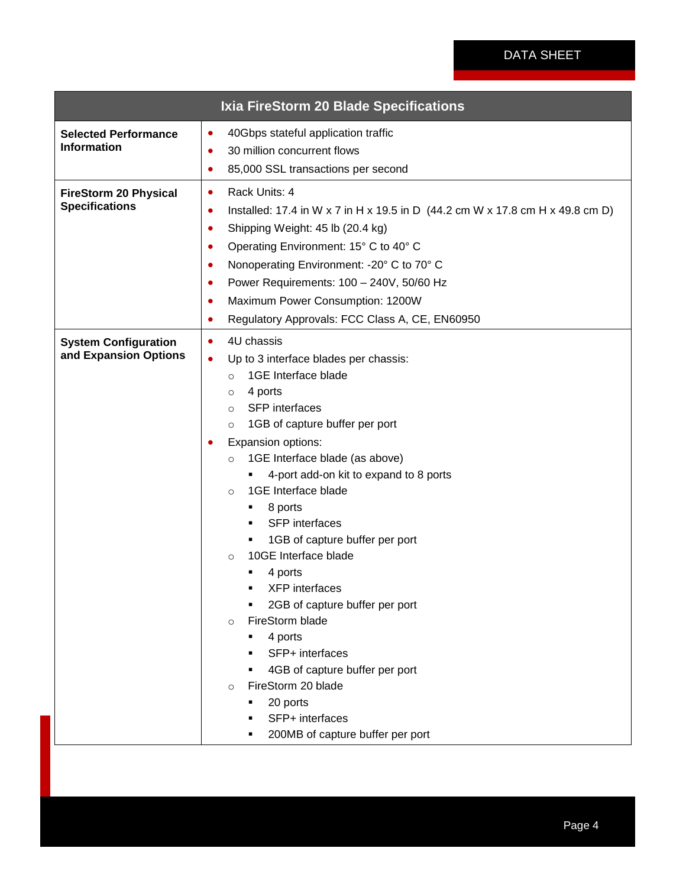| Ixia FireStorm 20 Blade Specifications | |
|---|---|
| **Selected Performance Information** | • 40Gbps stateful application traffic<br>• 30 million concurrent flows<br>• 85,000 SSL transactions per second |
| **FireStorm 20 Physical Specifications** | • Rack Units: 4<br>• Installed: 17.4 in W x 7 in H x 19.5 in D (44.2 cm W x 17.8 cm H x 49.8 cm D)<br>• Shipping Weight: 45 lb (20.4 kg)<br>• Operating Environment: 15° C to 40° C<br>• Nonoperating Environment: -20° C to 70° C<br>• Power Requirements: 100 – 240V, 50/60 Hz<br>• Maximum Power Consumption: 1200W<br>• Regulatory Approvals: FCC Class A, CE, EN60950 |
| **System Configuration and Expansion Options** | • 4U chassis<br>• Up to 3 interface blades per chassis:<br>  ○ 1GE Interface blade<br>  ○ 4 ports<br>  ○ SFP interfaces<br>  ○ 1GB of capture buffer per port<br>• Expansion options:<br>  ○ 1GE Interface blade (as above)<br>    ▪ 4-port add-on kit to expand to 8 ports<br>  ○ 1GE Interface blade<br>    ▪ 8 ports<br>    ▪ SFP interfaces<br>    ▪ 1GB of capture buffer per port<br>  ○ 10GE Interface blade<br>    ▪ 4 ports<br>    ▪ XFP interfaces<br>    ▪ 2GB of capture buffer per port<br>  ○ FireStorm blade<br>    ▪ 4 ports<br>    ▪ SFP+ interfaces<br>    ▪ 4GB of capture buffer per port<br>  ○ FireStorm 20 blade<br>    ▪ 20 ports<br>    ▪ SFP+ interfaces<br>    ▪ 200MB of capture buffer per port |